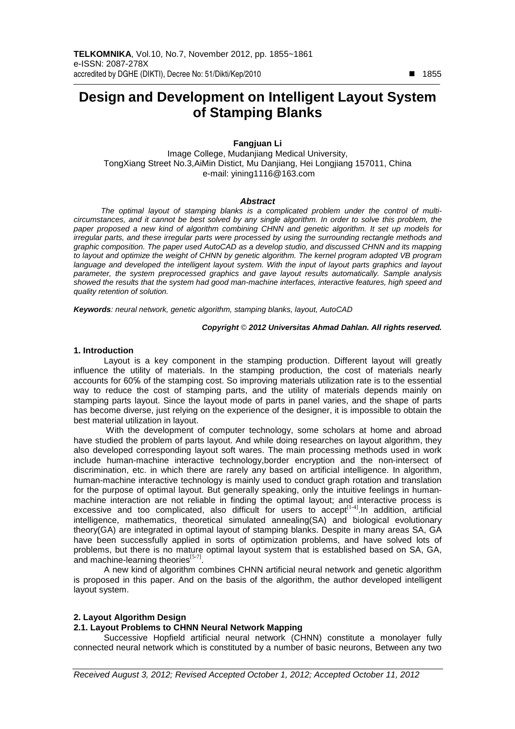# Design and Development on Intelligent Layout System of Stamping Blanks

**Fangjuan Li**

Image College, Mudanjiang Medical University,
TongXiang Street No.3,AiMin Distict, Mu Danjiang, Hei Longjiang 157011, China
e-mail: yining1116@163.com

***Abstract***

*The optimal layout of stamping blanks is a complicated problem under the control of multi-circumstances, and it cannot be best solved by any single algorithm. In order to solve this problem, the paper proposed a new kind of algorithm combining CHNN and genetic algorithm. It set up models for irregular parts, and these irregular parts were processed by using the surrounding rectangle methods and graphic composition. The paper used AutoCAD as a develop studio, and discussed CHNN and its mapping to layout and optimize the weight of CHNN by genetic algorithm. The kernel program adopted VB program language and developed the intelligent layout system. With the input of layout parts graphics and layout parameter, the system preprocessed graphics and gave layout results automatically. Sample analysis showed the results that the system had good man-machine interfaces, interactive features, high speed and quality retention of solution.*

***Keywords***: *neural network, genetic algorithm, stamping blanks, layout, AutoCAD*

***Copyright © 2012 Universitas Ahmad Dahlan. All rights reserved.***

## 1. Introduction

Layout is a key component in the stamping production. Different layout will greatly influence the utility of materials. In the stamping production, the cost of materials nearly accounts for 60% of the stamping cost. So improving materials utilization rate is to the essential way to reduce the cost of stamping parts, and the utility of materials depends mainly on stamping parts layout. Since the layout mode of parts in panel varies, and the shape of parts has become diverse, just relying on the experience of the designer, it is impossible to obtain the best material utilization in layout.

With the development of computer technology, some scholars at home and abroad have studied the problem of parts layout. And while doing researches on layout algorithm, they also developed corresponding layout soft wares. The main processing methods used in work include human-machine interactive technology,border encryption and the non-intersect of discrimination, etc. in which there are rarely any based on artificial intelligence. In algorithm, human-machine interactive technology is mainly used to conduct graph rotation and translation for the purpose of optimal layout. But generally speaking, only the intuitive feelings in human-machine interaction are not reliable in finding the optimal layout; and interactive process is excessive and too complicated, also difficult for users to accept[1-4].In addition, artificial intelligence, mathematics, theoretical simulated annealing(SA) and biological evolutionary theory(GA) are integrated in optimal layout of stamping blanks. Despite in many areas SA, GA have been successfully applied in sorts of optimization problems, and have solved lots of problems, but there is no mature optimal layout system that is established based on SA, GA, and machine-learning theories[5-7].

A new kind of algorithm combines CHNN artificial neural network and genetic algorithm is proposed in this paper. And on the basis of the algorithm, the author developed intelligent layout system.

## 2. Layout Algorithm Design

### 2.1. Layout Problems to CHNN Neural Network Mapping

Successive Hopfield artificial neural network (CHNN) constitute a monolayer fully connected neural network which is constituted by a number of basic neurons, Between any two

*Received August 3, 2012; Revised Accepted October 1, 2012; Accepted October 11, 2012*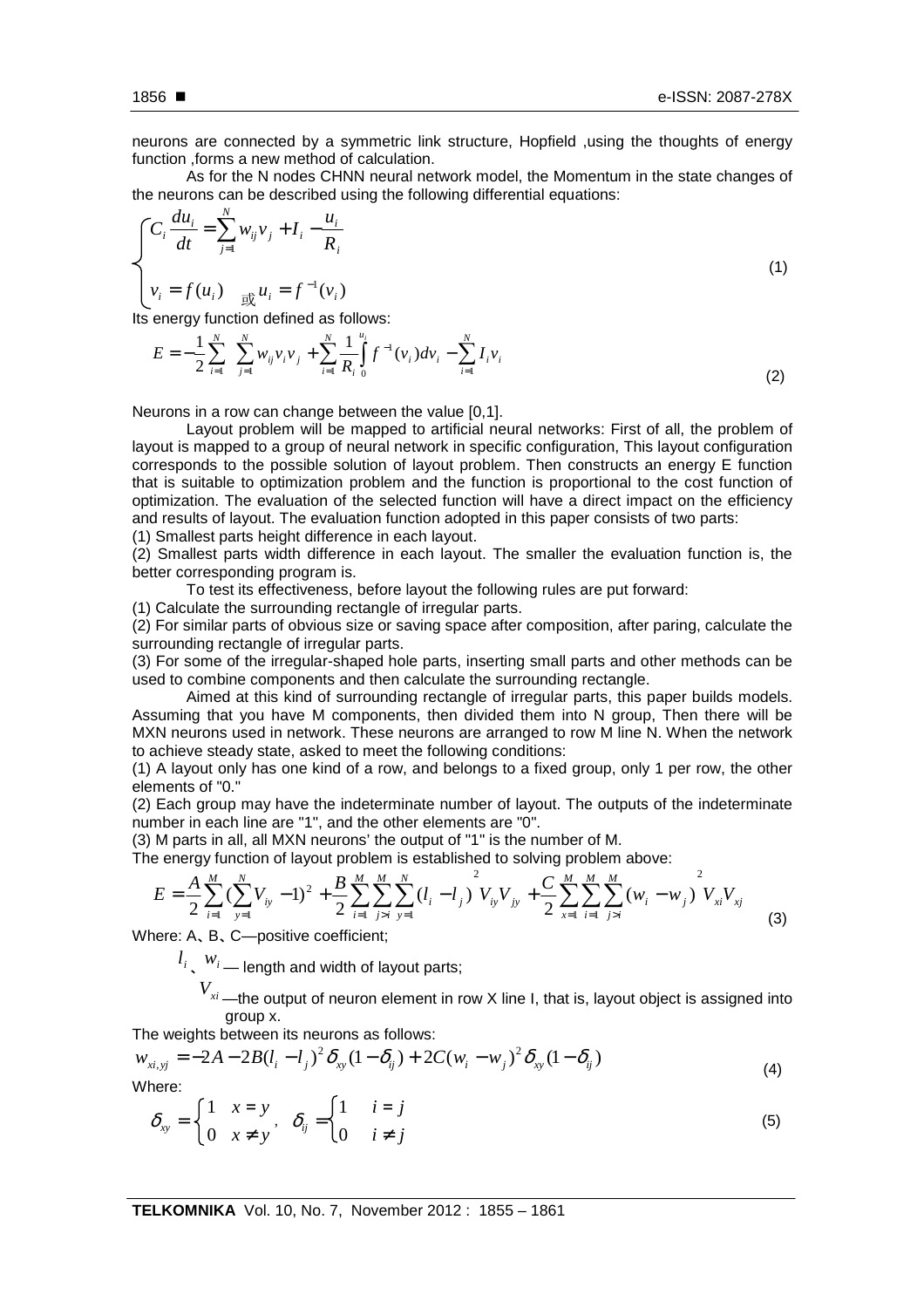neurons are connected by a symmetric link structure, Hopfield ,using the thoughts of energy function ,forms a new method of calculation.

As for the N nodes CHNN neural network model, the Momentum in the state changes of the neurons can be described using the following differential equations:

$$\begin{cases} C_i \dfrac{du_i}{dt} = \sum_{j=1}^{N} w_{ij} v_j + I_i - \dfrac{u_i}{R_i} \\ v_i = f(u_i) \quad 或\ u_i = f^{-1}(v_i) \end{cases} \tag{1}$$

Its energy function defined as follows:

$$E = -\frac{1}{2}\sum_{i=1}^{N}\sum_{j=1}^{N} w_{ij} v_i v_j + \sum_{i=1}^{N}\frac{1}{R_i}\int_0^{u_i} f^{-1}(v_i)dv_i - \sum_{i=1}^{N} I_i v_i \tag{2}$$

Neurons in a row can change between the value [0,1].

Layout problem will be mapped to artificial neural networks: First of all, the problem of layout is mapped to a group of neural network in specific configuration, This layout configuration corresponds to the possible solution of layout problem. Then constructs an energy E function that is suitable to optimization problem and the function is proportional to the cost function of optimization. The evaluation of the selected function will have a direct impact on the efficiency and results of layout. The evaluation function adopted in this paper consists of two parts:

(1) Smallest parts height difference in each layout.

(2) Smallest parts width difference in each layout. The smaller the evaluation function is, the better corresponding program is.

To test its effectiveness, before layout the following rules are put forward:

(1) Calculate the surrounding rectangle of irregular parts.

(2) For similar parts of obvious size or saving space after composition, after paring, calculate the surrounding rectangle of irregular parts.

(3) For some of the irregular-shaped hole parts, inserting small parts and other methods can be used to combine components and then calculate the surrounding rectangle.

Aimed at this kind of surrounding rectangle of irregular parts, this paper builds models. Assuming that you have M components, then divided them into N group, Then there will be MXN neurons used in network. These neurons are arranged to row M line N. When the network to achieve steady state, asked to meet the following conditions:

(1) A layout only has one kind of a row, and belongs to a fixed group, only 1 per row, the other elements of "0."

(2) Each group may have the indeterminate number of layout. The outputs of the indeterminate number in each line are "1", and the other elements are "0".

(3) M parts in all, all MXN neurons' the output of "1" is the number of M.

The energy function of layout problem is established to solving problem above:

$$E = \frac{A}{2}\sum_{i=1}^{M}\left(\sum_{y=1}^{N} V_{iy} - 1\right)^2 + \frac{B}{2}\sum_{i=1}^{M}\sum_{j>i}^{M}\sum_{y=1}^{N}(l_i - l_j)^2 V_{iy}V_{jy} + \frac{C}{2}\sum_{x=1}^{M}\sum_{i=1}^{M}\sum_{j>i}^{M}(w_i - w_j)^2 V_{xi}V_{xj} \tag{3}$$

Where: A、B、C—positive coefficient;

$l_i$、$w_i$ — length and width of layout parts;

$V_{xi}$ —the output of neuron element in row X line I, that is, layout object is assigned into group x.

The weights between its neurons as follows:

$$w_{xi,yj} = -2A - 2B(l_i - l_j)^2\delta_{xy}(1-\delta_{ij}) + 2C(w_i - w_j)^2\delta_{xy}(1-\delta_{ij}) \tag{4}$$

Where:

$$\delta_{xy} = \begin{cases} 1 & x = y \\ 0 & x \neq y \end{cases}, \quad \delta_{ij} = \begin{cases} 1 & i = j \\ 0 & i \neq j \end{cases} \tag{5}$$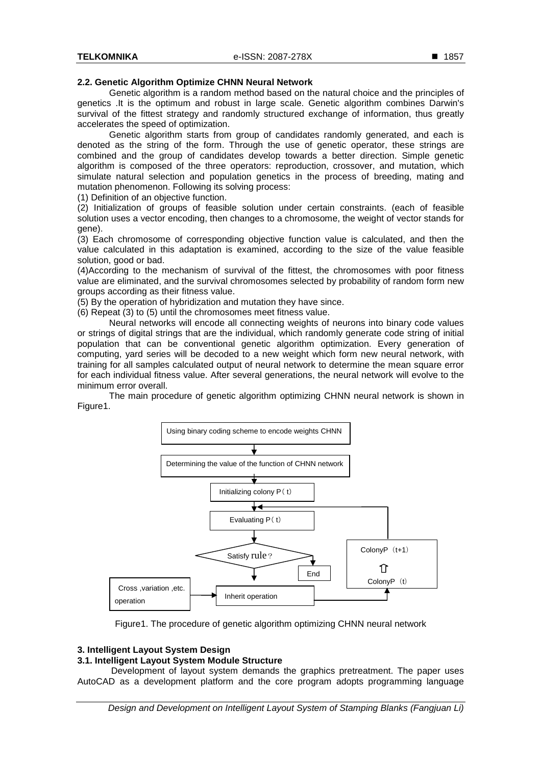### 2.2. Genetic Algorithm Optimize CHNN Neural Network

Genetic algorithm is a random method based on the natural choice and the principles of genetics .It is the optimum and robust in large scale. Genetic algorithm combines Darwin's survival of the fittest strategy and randomly structured exchange of information, thus greatly accelerates the speed of optimization.

Genetic algorithm starts from group of candidates randomly generated, and each is denoted as the string of the form. Through the use of genetic operator, these strings are combined and the group of candidates develop towards a better direction. Simple genetic algorithm is composed of the three operators: reproduction, crossover, and mutation, which simulate natural selection and population genetics in the process of breeding, mating and mutation phenomenon. Following its solving process:

(1) Definition of an objective function.

(2) Initialization of groups of feasible solution under certain constraints. (each of feasible solution uses a vector encoding, then changes to a chromosome, the weight of vector stands for gene).

(3) Each chromosome of corresponding objective function value is calculated, and then the value calculated in this adaptation is examined, according to the size of the value feasible solution, good or bad.

(4)According to the mechanism of survival of the fittest, the chromosomes with poor fitness value are eliminated, and the survival chromosomes selected by probability of random form new groups according as their fitness value.

(5) By the operation of hybridization and mutation they have since.

(6) Repeat (3) to (5) until the chromosomes meet fitness value.

Neural networks will encode all connecting weights of neurons into binary code values or strings of digital strings that are the individual, which randomly generate code string of initial population that can be conventional genetic algorithm optimization. Every generation of computing, yard series will be decoded to a new weight which form new neural network, with training for all samples calculated output of neural network to determine the mean square error for each individual fitness value. After several generations, the neural network will evolve to the minimum error overall.

The main procedure of genetic algorithm optimizing CHNN neural network is shown in Figure1.

Figure1. The procedure of genetic algorithm optimizing CHNN neural network

## 3. Intelligent Layout System Design

### 3.1. Intelligent Layout System Module Structure

Development of layout system demands the graphics pretreatment. The paper uses AutoCAD as a development platform and the core program adopts programming language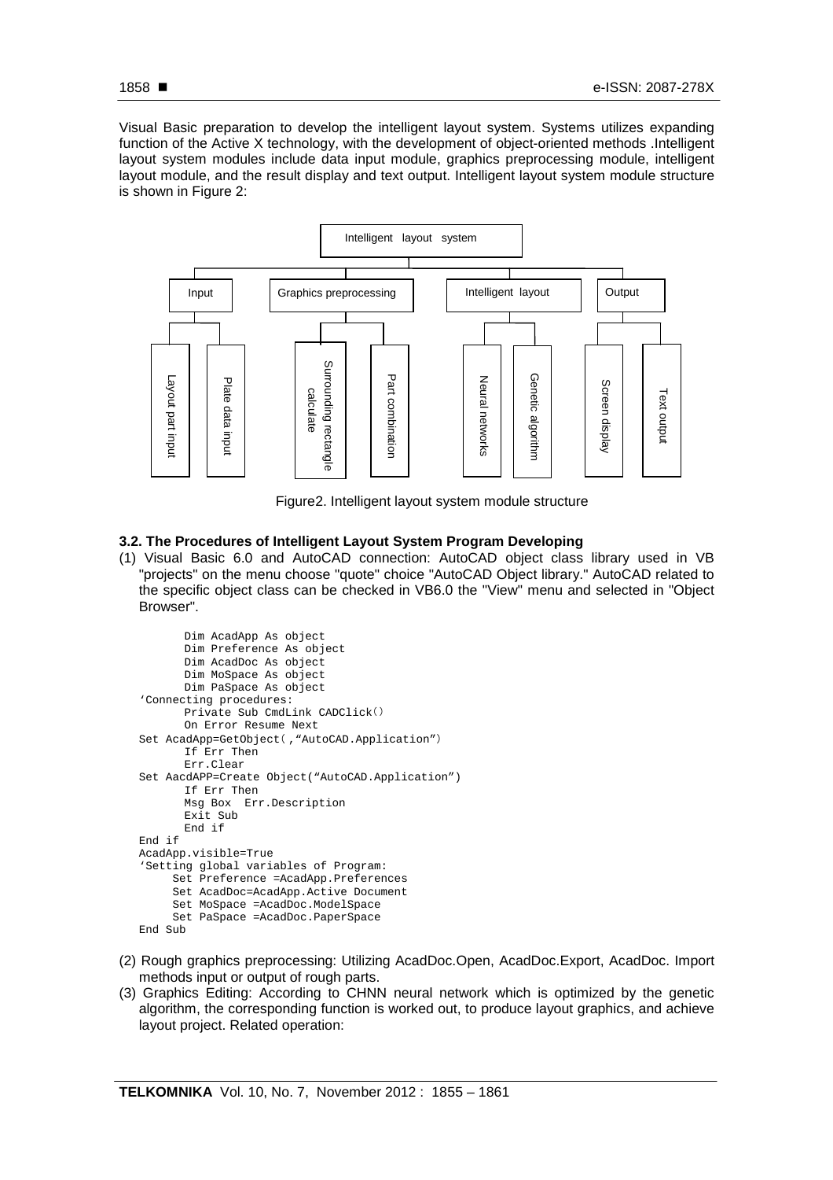Visual Basic preparation to develop the intelligent layout system. Systems utilizes expanding function of the Active X technology, with the development of object-oriented methods .Intelligent layout system modules include data input module, graphics preprocessing module, intelligent layout module, and the result display and text output. Intelligent layout system module structure is shown in Figure 2:

Intelligent layout system

- Input
  - Layout part input
  - Plate data input
- Graphics preprocessing
  - Surrounding rectangle calculate
  - Part combination
- Intelligent layout
  - Neural networks
  - Genetic algorithm
- Output
  - Screen display
  - Text output

Figure2. Intelligent layout system module structure

### 3.2. The Procedures of Intelligent Layout System Program Developing

(1) Visual Basic 6.0 and AutoCAD connection: AutoCAD object class library used in VB "projects" on the menu choose "quote" choice "AutoCAD Object library." AutoCAD related to the specific object class can be checked in VB6.0 the "View" menu and selected in "Object Browser".

```
       Dim AcadApp As object
       Dim Preference As object
       Dim AcadDoc As object
       Dim MoSpace As object
       Dim PaSpace As object
'Connecting procedures:
       Private Sub CmdLink CADClick()
       On Error Resume Next
Set AcadApp=GetObject(,"AutoCAD.Application")
       If Err Then
       Err.Clear
Set AacdAPP=Create Object("AutoCAD.Application")
       If Err Then
       Msg Box  Err.Description
       Exit Sub
       End if
End if
AcadApp.visible=True
'Setting global variables of Program:
     Set Preference =AcadApp.Preferences
     Set AcadDoc=AcadApp.Active Document
     Set MoSpace =AcadDoc.ModelSpace
     Set PaSpace =AcadDoc.PaperSpace
End Sub
```

(2) Rough graphics preprocessing: Utilizing AcadDoc.Open, AcadDoc.Export, AcadDoc. Import methods input or output of rough parts.

(3) Graphics Editing: According to CHNN neural network which is optimized by the genetic algorithm, the corresponding function is worked out, to produce layout graphics, and achieve layout project. Related operation: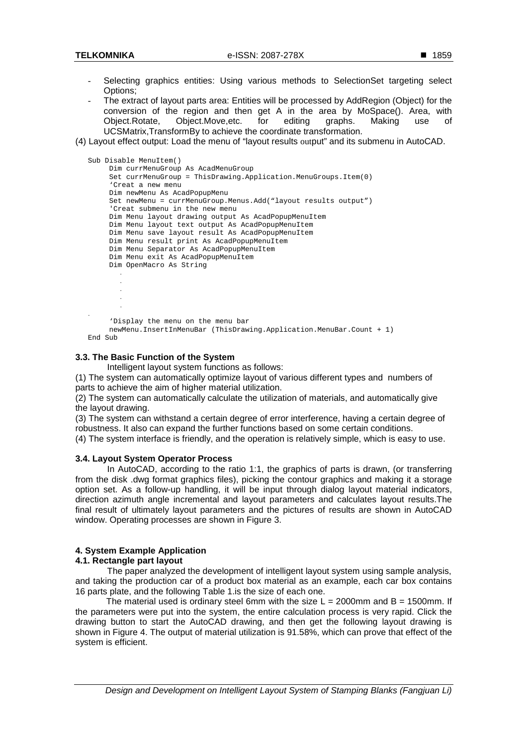- Selecting graphics entities: Using various methods to SelectionSet targeting select Options;
- The extract of layout parts area: Entities will be processed by AddRegion (Object) for the conversion of the region and then get A in the area by MoSpace(). Area, with Object.Rotate, Object.Move,etc. for editing graphs. Making use of UCSMatrix,TransformBy to achieve the coordinate transformation.

(4) Layout effect output: Load the menu of "layout results output" and its submenu in AutoCAD.

```
Sub Disable MenuItem()
     Dim currMenuGroup As AcadMenuGroup
     Set currMenuGroup = ThisDrawing.Application.MenuGroups.Item(0)
     'Creat a new menu
     Dim newMenu As AcadPopupMenu
     Set newMenu = currMenuGroup.Menus.Add("layout results output")
     'Creat submenu in the new menu
     Dim Menu layout drawing output As AcadPopupMenuItem
     Dim Menu layout text output As AcadPopupMenuItem
     Dim Menu save layout result As AcadPopupMenuItem
     Dim Menu result print As AcadPopupMenuItem
     Dim Menu Separator As AcadPopupMenuItem
     Dim Menu exit As AcadPopupMenuItem
     Dim OpenMacro As String
        .
        .
        .
        .
        .
.
     'Display the menu on the menu bar
     newMenu.InsertInMenuBar (ThisDrawing.Application.MenuBar.Count + 1)
End Sub
```

### 3.3. The Basic Function of the System

Intelligent layout system functions as follows:

(1) The system can automatically optimize layout of various different types and numbers of parts to achieve the aim of higher material utilization.

(2) The system can automatically calculate the utilization of materials, and automatically give the layout drawing.

(3) The system can withstand a certain degree of error interference, having a certain degree of robustness. It also can expand the further functions based on some certain conditions.

(4) The system interface is friendly, and the operation is relatively simple, which is easy to use.

### 3.4. Layout System Operator Process

In AutoCAD, according to the ratio 1:1, the graphics of parts is drawn, (or transferring from the disk .dwg format graphics files), picking the contour graphics and making it a storage option set. As a follow-up handling, it will be input through dialog layout material indicators, direction azimuth angle incremental and layout parameters and calculates layout results.The final result of ultimately layout parameters and the pictures of results are shown in AutoCAD window. Operating processes are shown in Figure 3.

## 4. System Example Application

### 4.1. Rectangle part layout

The paper analyzed the development of intelligent layout system using sample analysis, and taking the production car of a product box material as an example, each car box contains 16 parts plate, and the following Table 1.is the size of each one.

The material used is ordinary steel 6mm with the size L = 2000mm and B = 1500mm. If the parameters were put into the system, the entire calculation process is very rapid. Click the drawing button to start the AutoCAD drawing, and then get the following layout drawing is shown in Figure 4. The output of material utilization is 91.58%, which can prove that effect of the system is efficient.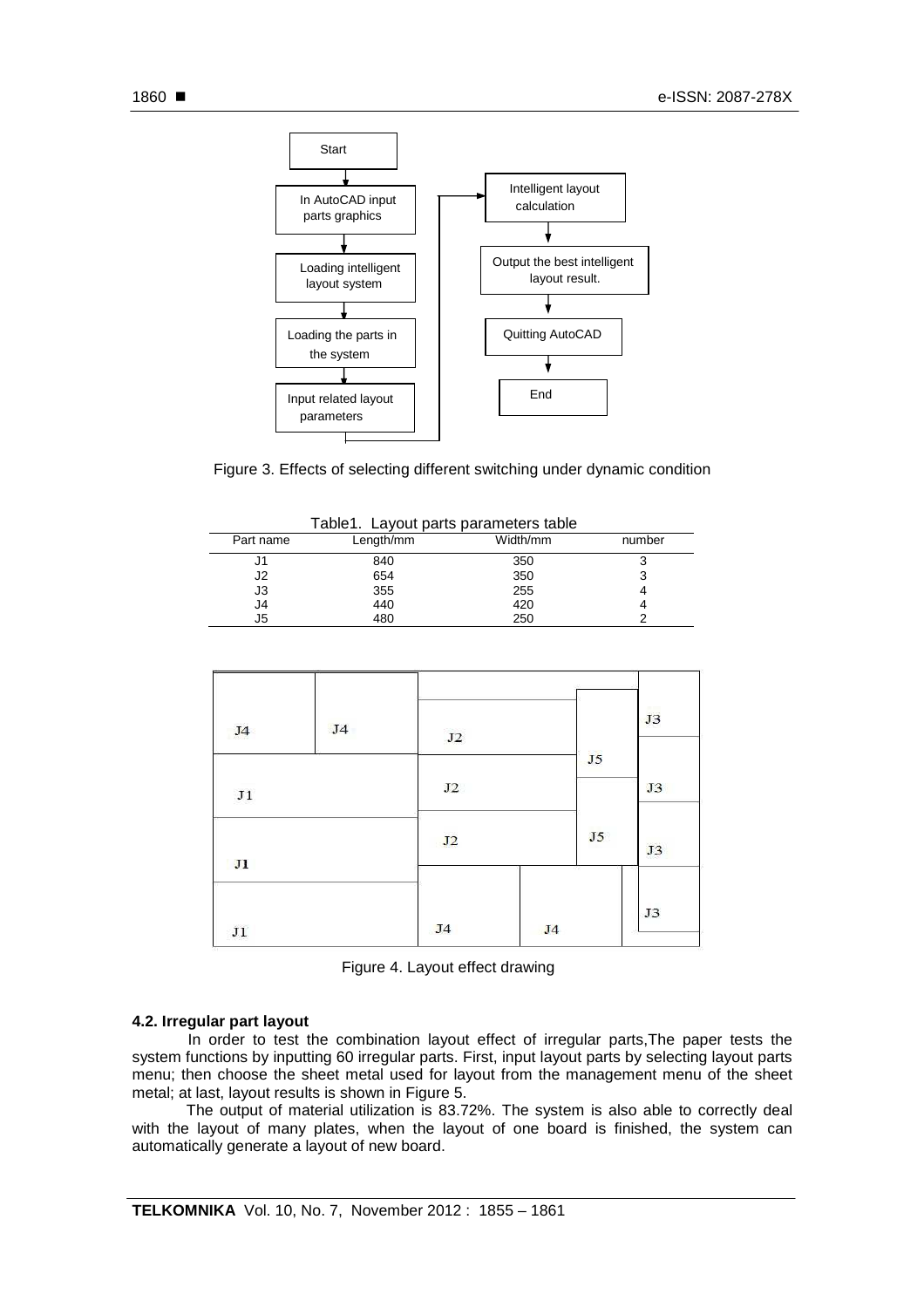Figure 3. Effects of selecting different switching under dynamic condition

Table1. Layout parts parameters table

| Part name | Length/mm | Width/mm | number |
|---|---|---|---|
| J1 | 840 | 350 | 3 |
| J2 | 654 | 350 | 3 |
| J3 | 355 | 255 | 4 |
| J4 | 440 | 420 | 4 |
| J5 | 480 | 250 | 2 |

Figure 4. Layout effect drawing

### 4.2. Irregular part layout

In order to test the combination layout effect of irregular parts,The paper tests the system functions by inputting 60 irregular parts. First, input layout parts by selecting layout parts menu; then choose the sheet metal used for layout from the management menu of the sheet metal; at last, layout results is shown in Figure 5.

The output of material utilization is 83.72%. The system is also able to correctly deal with the layout of many plates, when the layout of one board is finished, the system can automatically generate a layout of new board.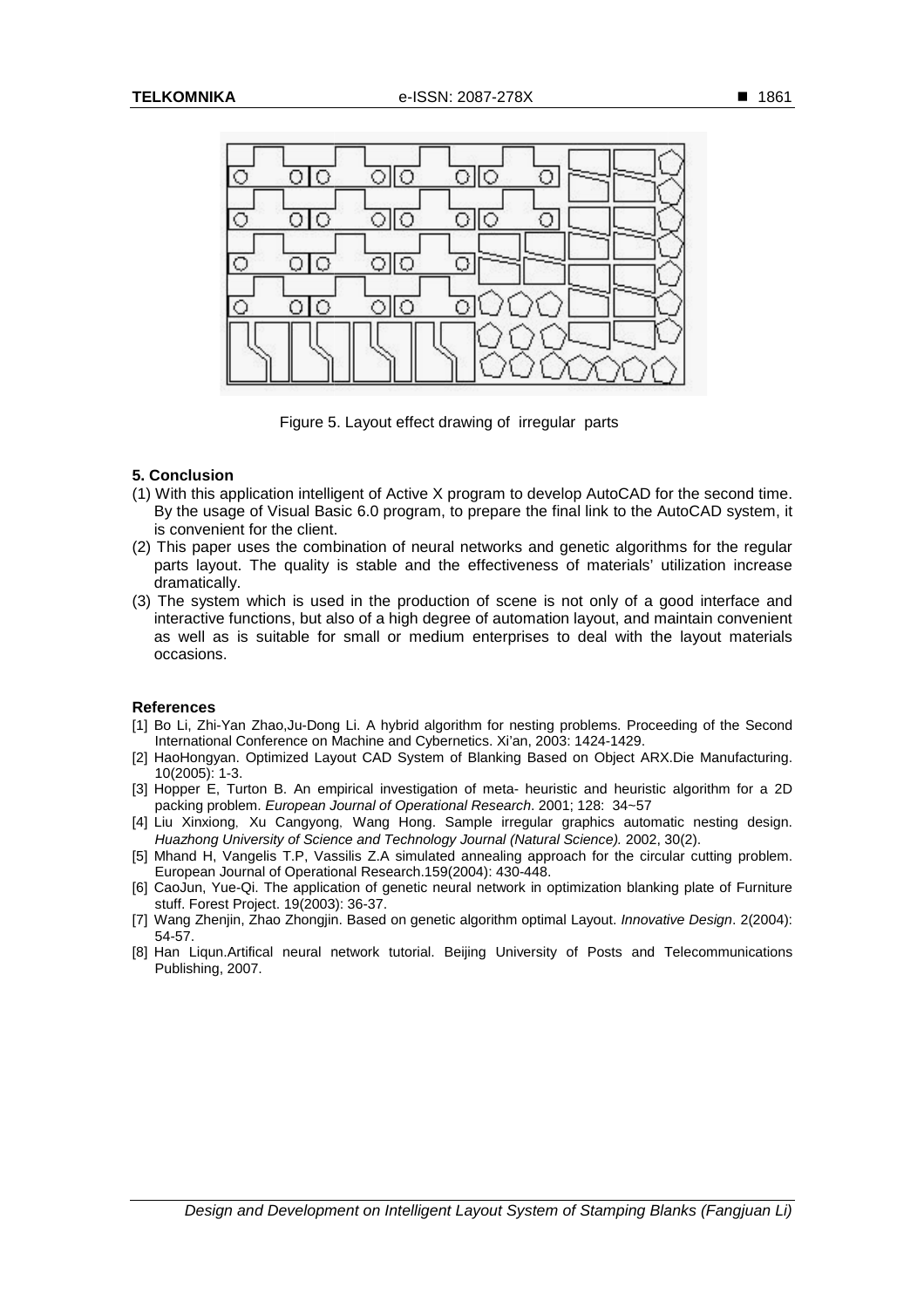Figure 5. Layout effect drawing of irregular parts

### 5. Conclusion

(1) With this application intelligent of Active X program to develop AutoCAD for the second time. By the usage of Visual Basic 6.0 program, to prepare the final link to the AutoCAD system, it is convenient for the client.

(2) This paper uses the combination of neural networks and genetic algorithms for the regular parts layout. The quality is stable and the effectiveness of materials' utilization increase dramatically.

(3) The system which is used in the production of scene is not only of a good interface and interactive functions, but also of a high degree of automation layout, and maintain convenient as well as is suitable for small or medium enterprises to deal with the layout materials occasions.

### References

[1] Bo Li, Zhi-Yan Zhao,Ju-Dong Li. A hybrid algorithm for nesting problems. Proceeding of the Second International Conference on Machine and Cybernetics. Xi'an, 2003: 1424-1429.

[2] HaoHongyan. Optimized Layout CAD System of Blanking Based on Object ARX.Die Manufacturing. 10(2005): 1-3.

[3] Hopper E, Turton B. An empirical investigation of meta- heuristic and heuristic algorithm for a 2D packing problem. *European Journal of Operational Research*. 2001; 128: 34~57

[4] Liu Xinxiong, Xu Cangyong, Wang Hong. Sample irregular graphics automatic nesting design. *Huazhong University of Science and Technology Journal (Natural Science).* 2002, 30(2).

[5] Mhand H, Vangelis T.P, Vassilis Z.A simulated annealing approach for the circular cutting problem. European Journal of Operational Research.159(2004): 430-448.

[6] CaoJun, Yue-Qi. The application of genetic neural network in optimization blanking plate of Furniture stuff. Forest Project. 19(2003): 36-37.

[7] Wang Zhenjin, Zhao Zhongjin. Based on genetic algorithm optimal Layout. *Innovative Design*. 2(2004): 54-57.

[8] Han Liqun.Artifical neural network tutorial. Beijing University of Posts and Telecommunications Publishing, 2007.